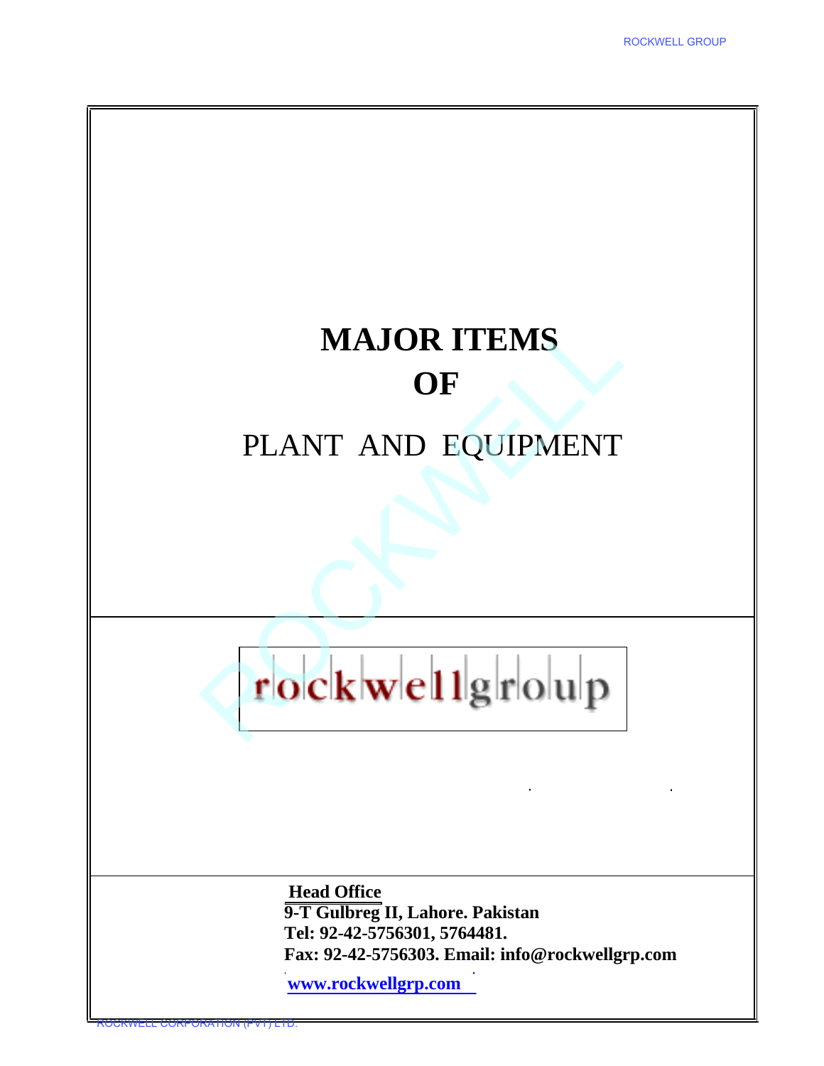# MAJOR ITEMS
# OF

## PLANT AND EQUIPMENT

rockwellgroup

**Head Office**
**9-T Gulbreg II, Lahore. Pakistan**
**Tel: 92-42-5756301, 5764481.**
**Fax: 92-42-5756303. Email: info@rockwellgrp.com**
**www.rockwellgrp.com**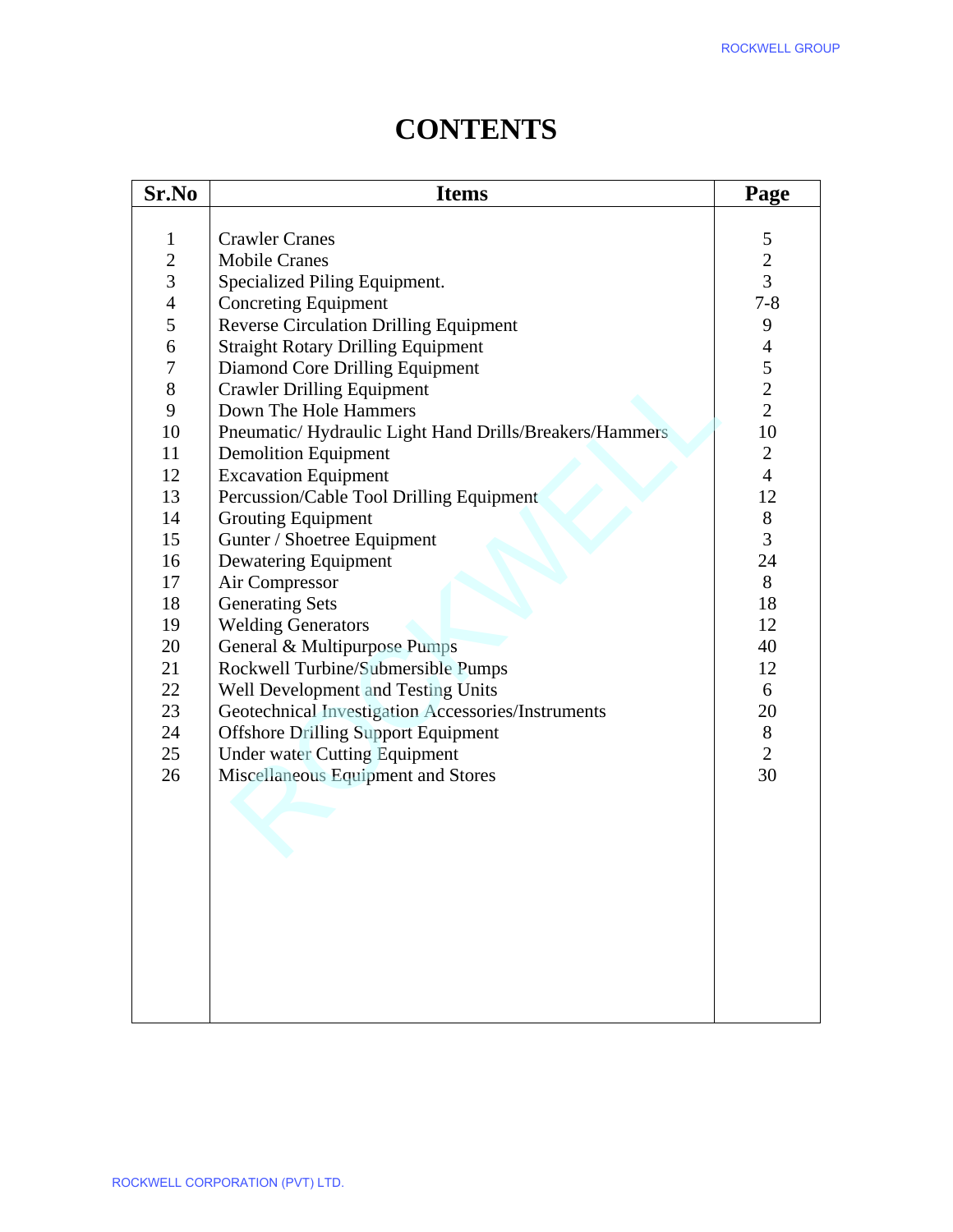# CONTENTS

| Sr.No | Items | Page |
|---|---|---|
| 1 | Crawler Cranes | 5 |
| 2 | Mobile Cranes | 2 |
| 3 | Specialized Piling Equipment. | 3 |
| 4 | Concreting Equipment | 7-8 |
| 5 | Reverse Circulation Drilling Equipment | 9 |
| 6 | Straight Rotary Drilling Equipment | 4 |
| 7 | Diamond Core Drilling Equipment | 5 |
| 8 | Crawler Drilling Equipment | 2 |
| 9 | Down The Hole Hammers | 2 |
| 10 | Pneumatic/ Hydraulic Light Hand Drills/Breakers/Hammers | 10 |
| 11 | Demolition Equipment | 2 |
| 12 | Excavation Equipment | 4 |
| 13 | Percussion/Cable Tool Drilling Equipment | 12 |
| 14 | Grouting Equipment | 8 |
| 15 | Gunter / Shoetree Equipment | 3 |
| 16 | Dewatering Equipment | 24 |
| 17 | Air Compressor | 8 |
| 18 | Generating Sets | 18 |
| 19 | Welding Generators | 12 |
| 20 | General & Multipurpose Pumps | 40 |
| 21 | Rockwell Turbine/Submersible Pumps | 12 |
| 22 | Well Development and Testing Units | 6 |
| 23 | Geotechnical Investigation Accessories/Instruments | 20 |
| 24 | Offshore Drilling Support Equipment | 8 |
| 25 | Under water Cutting Equipment | 2 |
| 26 | Miscellaneous Equipment and Stores | 30 |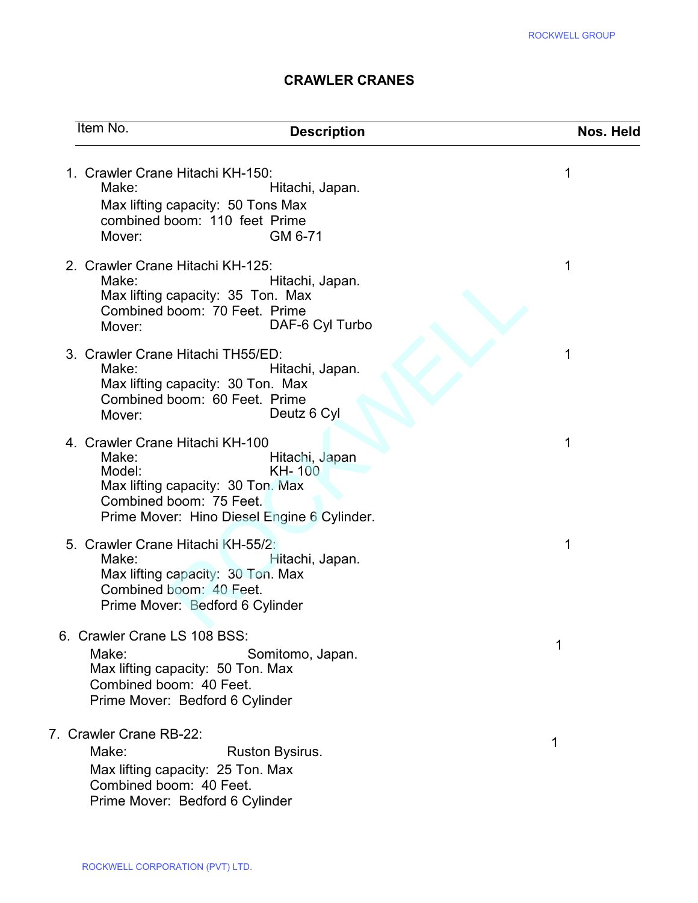# CRAWLER CRANES

| Item No. | Description | Nos. Held |
|---|---|---|
| 1. | Crawler Crane Hitachi KH-150:<br>Make: Hitachi, Japan.<br>Max lifting capacity: 50 Tons Max<br>combined boom: 110 feet Prime<br>Mover: GM 6-71 | 1 |
| 2. | Crawler Crane Hitachi KH-125:<br>Make: Hitachi, Japan.<br>Max lifting capacity: 35 Ton. Max<br>Combined boom: 70 Feet. Prime<br>Mover: DAF-6 Cyl Turbo | 1 |
| 3. | Crawler Crane Hitachi TH55/ED:<br>Make: Hitachi, Japan.<br>Max lifting capacity: 30 Ton. Max<br>Combined boom: 60 Feet. Prime<br>Mover: Deutz 6 Cyl | 1 |
| 4. | Crawler Crane Hitachi KH-100<br>Make: Hitachi, Japan<br>Model: KH- 100<br>Max lifting capacity: 30 Ton. Max<br>Combined boom: 75 Feet.<br>Prime Mover: Hino Diesel Engine 6 Cylinder. | 1 |
| 5. | Crawler Crane Hitachi KH-55/2:<br>Make: Hitachi, Japan.<br>Max lifting capacity: 30 Ton. Max<br>Combined boom: 40 Feet.<br>Prime Mover: Bedford 6 Cylinder | 1 |
| 6. | Crawler Crane LS 108 BSS:<br>Make: Somitomo, Japan.<br>Max lifting capacity: 50 Ton. Max<br>Combined boom: 40 Feet.<br>Prime Mover: Bedford 6 Cylinder | 1 |
| 7. | Crawler Crane RB-22:<br>Make: Ruston Bysirus.<br>Max lifting capacity: 25 Ton. Max<br>Combined boom: 40 Feet.<br>Prime Mover: Bedford 6 Cylinder | 1 |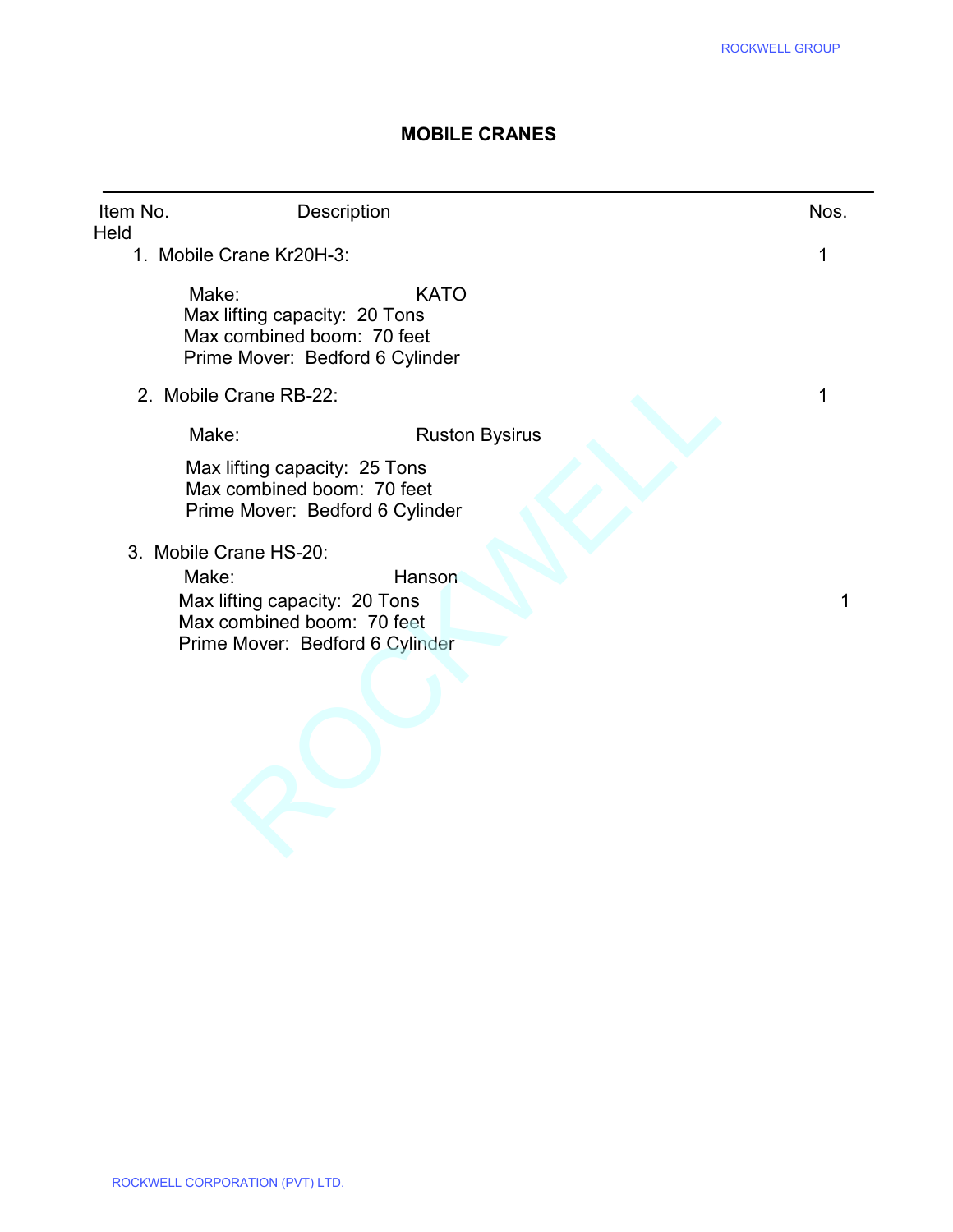# MOBILE CRANES

| Item No. | Description | Nos. Held |
|---|---|---|
| 1. | Mobile Crane Kr20H-3:<br>Make: KATO<br>Max lifting capacity: 20 Tons<br>Max combined boom: 70 feet<br>Prime Mover: Bedford 6 Cylinder | 1 |
| 2. | Mobile Crane RB-22:<br>Make: Ruston Bysirus<br>Max lifting capacity: 25 Tons<br>Max combined boom: 70 feet<br>Prime Mover: Bedford 6 Cylinder | 1 |
| 3. | Mobile Crane HS-20:<br>Make: Hanson<br>Max lifting capacity: 20 Tons<br>Max combined boom: 70 feet<br>Prime Mover: Bedford 6 Cylinder | 1 |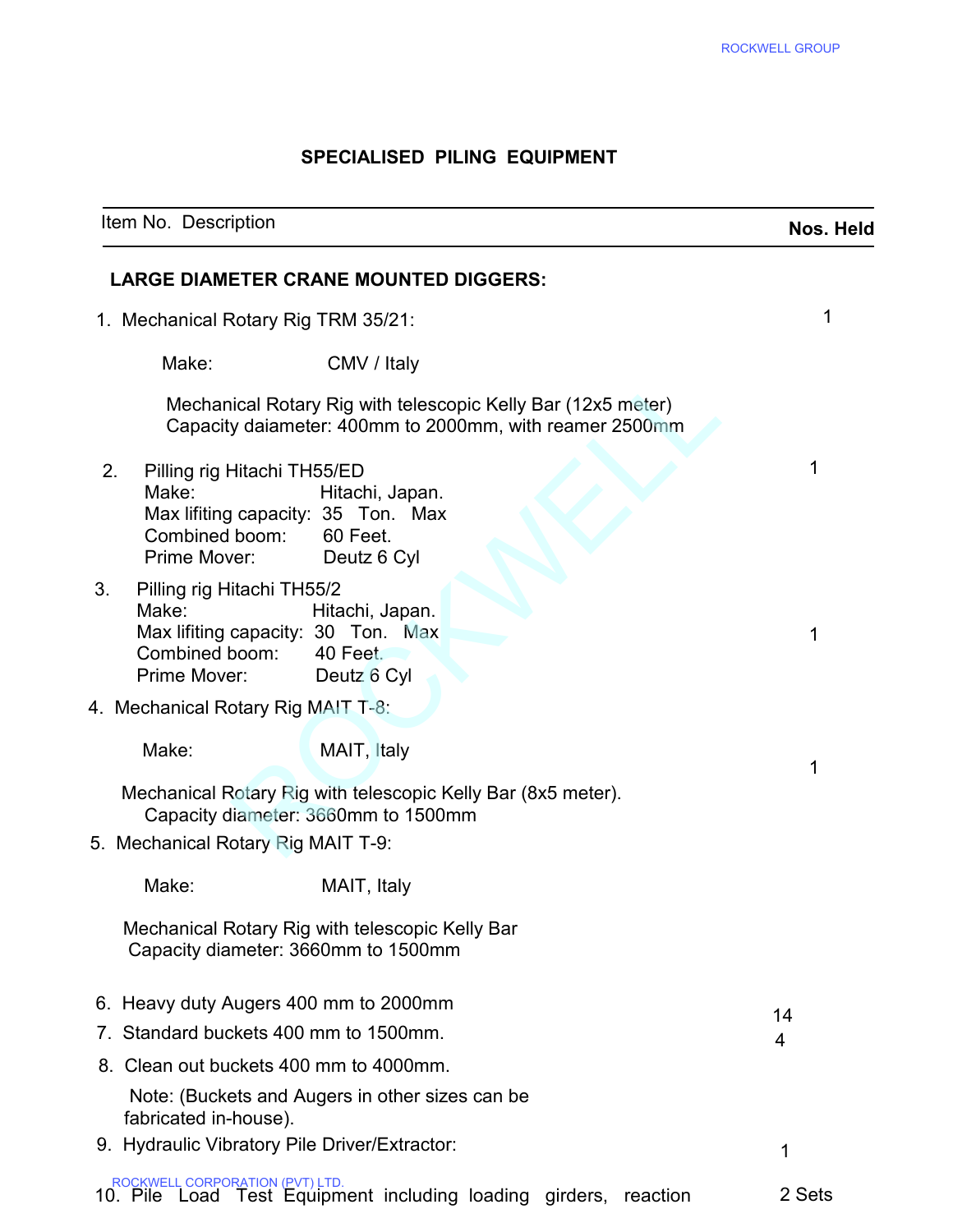## SPECIALISED PILING EQUIPMENT

| Item No. Description | Nos. Held |
|---|---|
| **LARGE DIAMETER CRANE MOUNTED DIGGERS:** | |
| 1. Mechanical Rotary Rig TRM 35/21:<br>Make: CMV / Italy<br>Mechanical Rotary Rig with telescopic Kelly Bar (12x5 meter)<br>Capacity daiameter: 400mm to 2000mm, with reamer 2500mm | 1 |
| 2. Pilling rig Hitachi TH55/ED<br>Make: Hitachi, Japan.<br>Max lifiting capacity: 35 Ton. Max<br>Combined boom: 60 Feet.<br>Prime Mover: Deutz 6 Cyl | 1 |
| 3. Pilling rig Hitachi TH55/2<br>Make: Hitachi, Japan.<br>Max lifiting capacity: 30 Ton. Max<br>Combined boom: 40 Feet.<br>Prime Mover: Deutz 6 Cyl | 1 |
| 4. Mechanical Rotary Rig MAIT T-8:<br>Make: MAIT, Italy<br>Mechanical Rotary Rig with telescopic Kelly Bar (8x5 meter).<br>Capacity diameter: 3660mm to 1500mm | 1 |
| 5. Mechanical Rotary Rig MAIT T-9:<br>Make: MAIT, Italy<br>Mechanical Rotary Rig with telescopic Kelly Bar<br>Capacity diameter: 3660mm to 1500mm | |
| 6. Heavy duty Augers 400 mm to 2000mm | 14 |
| 7. Standard buckets 400 mm to 1500mm. | 4 |
| 8. Clean out buckets 400 mm to 4000mm.<br>Note: (Buckets and Augers in other sizes can be fabricated in-house). | |
| 9. Hydraulic Vibratory Pile Driver/Extractor: | 1 |
| 10. Pile Load Test Equipment including loading girders, reaction | 2 Sets |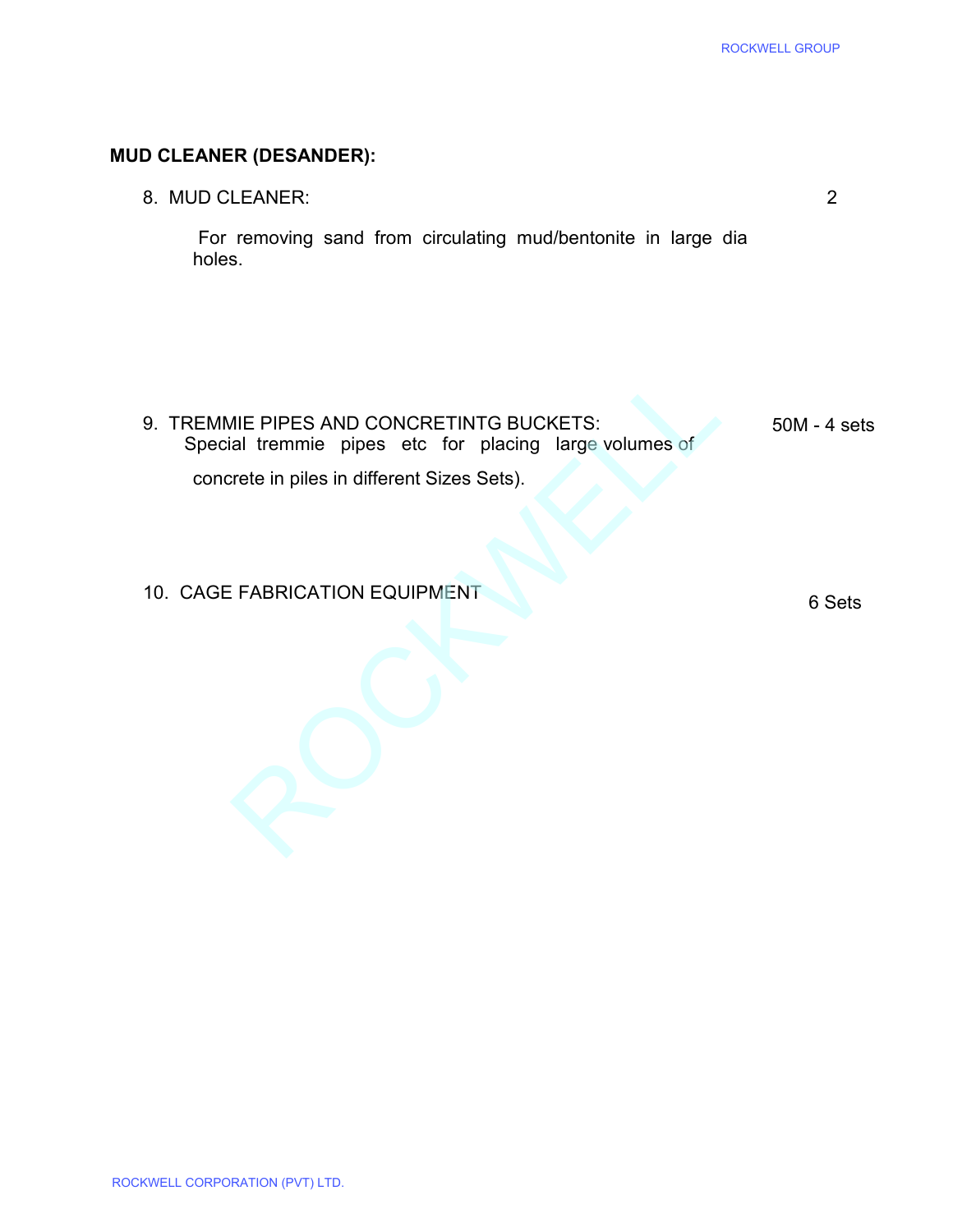**MUD CLEANER (DESANDER):**

8. MUD CLEANER: 2

   For removing sand from circulating mud/bentonite in large dia holes.

9. TREMMIE PIPES AND CONCRETINTG BUCKETS: 50M - 4 sets

   Special tremmie pipes etc for placing large volumes of concrete in piles in different Sizes Sets).

10. CAGE FABRICATION EQUIPMENT 6 Sets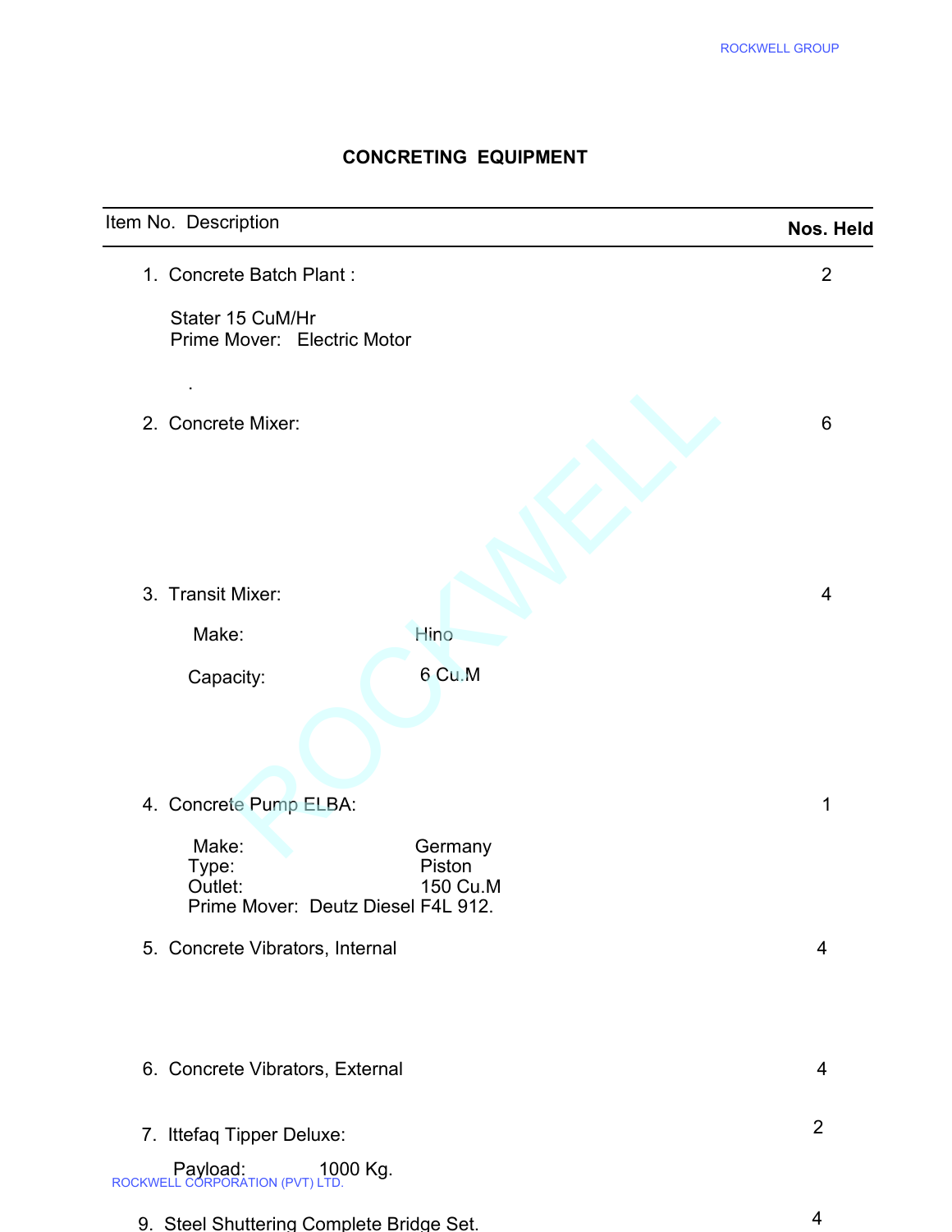## CONCRETING EQUIPMENT

| Item No. Description | Nos. Held |
|---|---|
| 1. Concrete Batch Plant :<br><br>Stater 15 CuM/Hr<br>Prime Mover: Electric Motor<br><br>. | 2 |
| 2. Concrete Mixer: | 6 |
| 3. Transit Mixer:<br><br>Make: Hino<br><br>Capacity: 6 Cu.M | 4 |
| 4. Concrete Pump ELBA:<br><br>Make: Germany<br>Type: Piston<br>Outlet: 150 Cu.M<br>Prime Mover: Deutz Diesel F4L 912. | 1 |
| 5. Concrete Vibrators, Internal | 4 |
| 6. Concrete Vibrators, External | 4 |
| 7. Ittefaq Tipper Deluxe:<br><br>Payload: 1000 Kg. | 2 |
| 9. Steel Shuttering Complete Bridge Set. | 4 |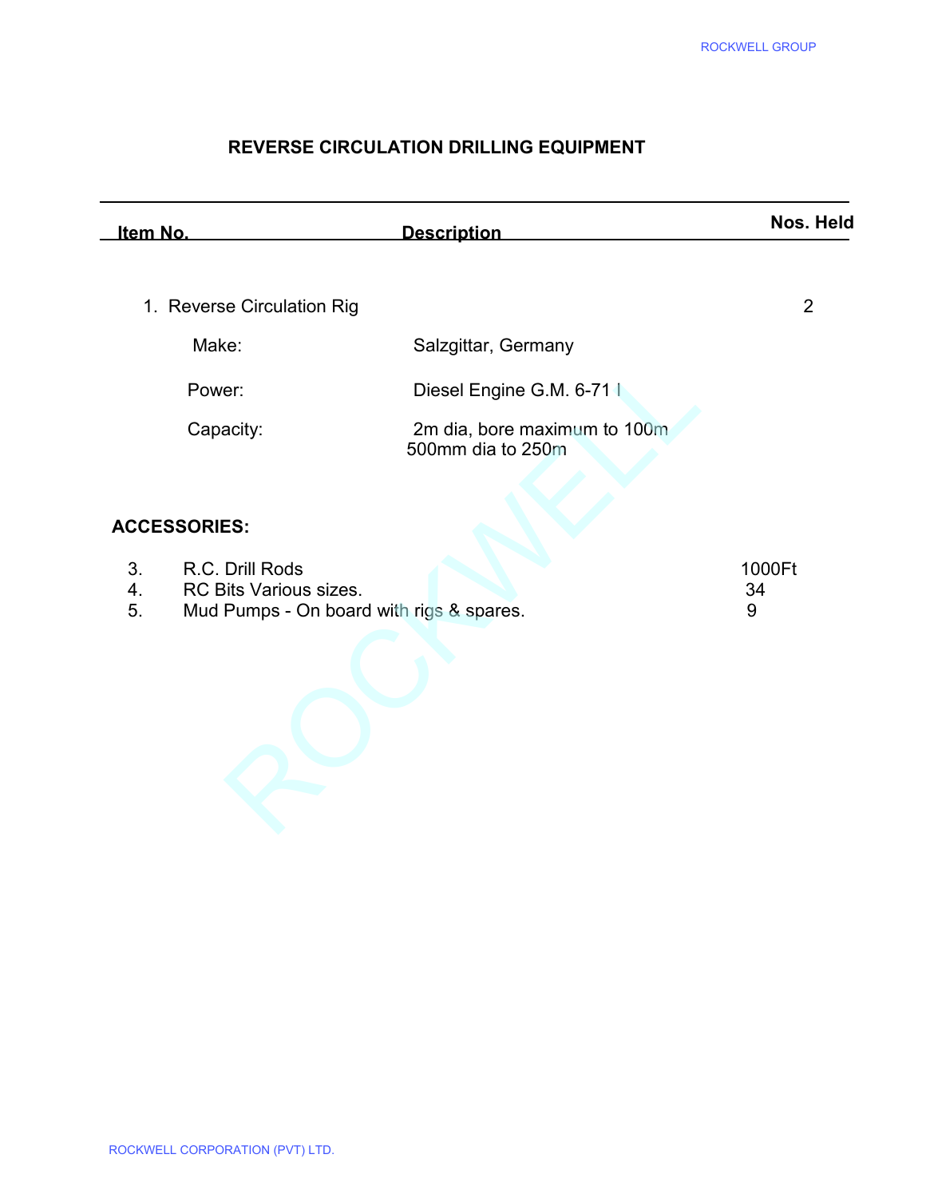# REVERSE CIRCULATION DRILLING EQUIPMENT

| Item No. | Description | Nos. Held |
|---|---|---|
| 1. Reverse Circulation Rig | | 2 |
| Make: | Salzgittar, Germany | |
| Power: | Diesel Engine G.M. 6-71 | |
| Capacity: | 2m dia, bore maximum to 100m<br>500mm dia to 250m | |

**ACCESSORIES:**

| | | |
|---|---|---|
| 3. | R.C. Drill Rods | 1000Ft |
| 4. | RC Bits Various sizes. | 34 |
| 5. | Mud Pumps - On board with rigs & spares. | 9 |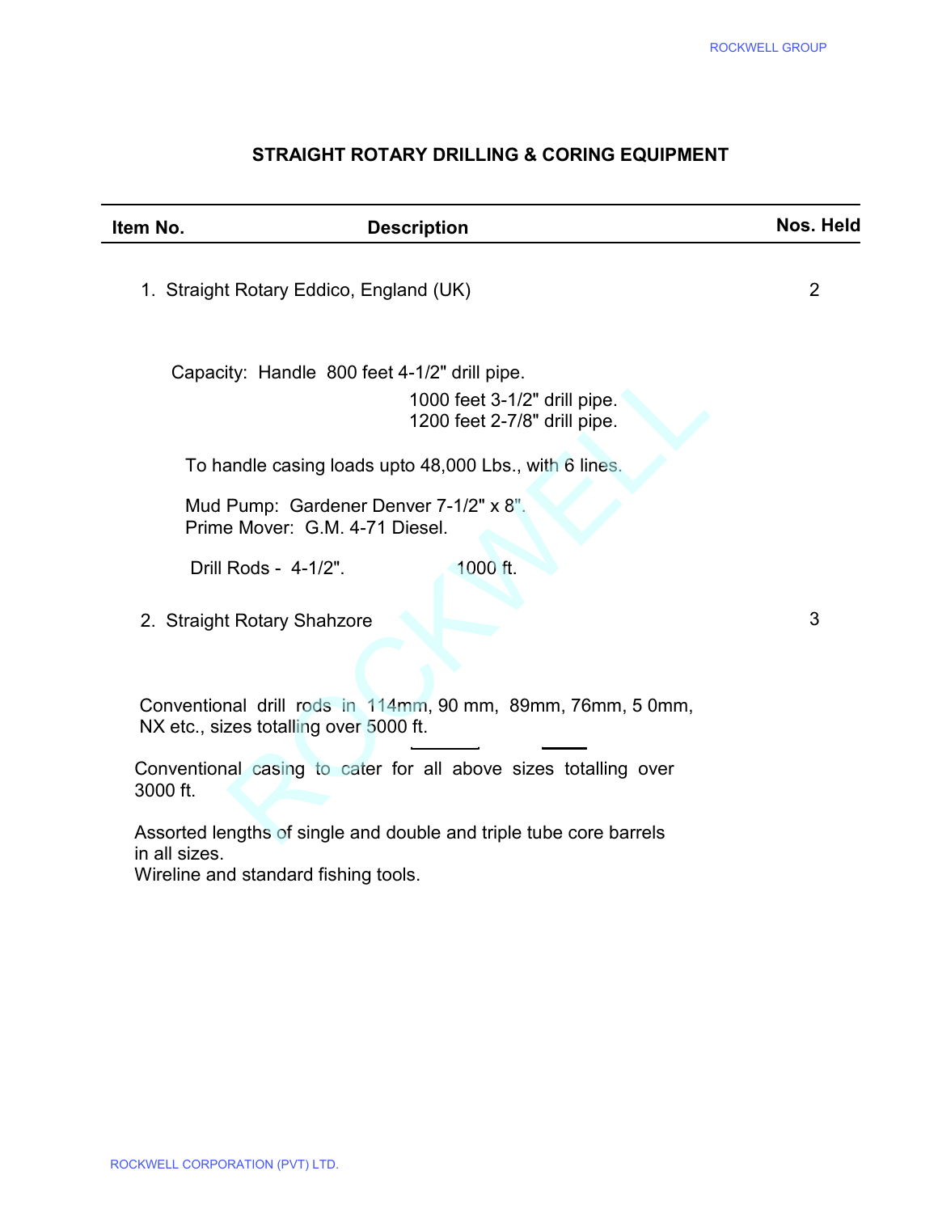## STRAIGHT ROTARY DRILLING & CORING EQUIPMENT

| Item No. | Description | Nos. Held |
|---|---|---|
| 1. | Straight Rotary Eddico, England (UK) | 2 |

Capacity: Handle 800 feet 4-1/2" drill pipe.
1000 feet 3-1/2" drill pipe.
1200 feet 2-7/8" drill pipe.

To handle casing loads upto 48,000 Lbs., with 6 lines.

Mud Pump: Gardener Denver 7-1/2" x 8".
Prime Mover: G.M. 4-71 Diesel.

Drill Rods - 4-1/2". 1000 ft.

| Item No. | Description | Nos. Held |
|---|---|---|
| 2. | Straight Rotary Shahzore | 3 |

Conventional drill rods in 114mm, 90 mm, 89mm, 76mm, 5 0mm, NX etc., sizes totalling over 5000 ft.

Conventional casing to cater for all above sizes totalling over 3000 ft.

Assorted lengths of single and double and triple tube core barrels in all sizes.
Wireline and standard fishing tools.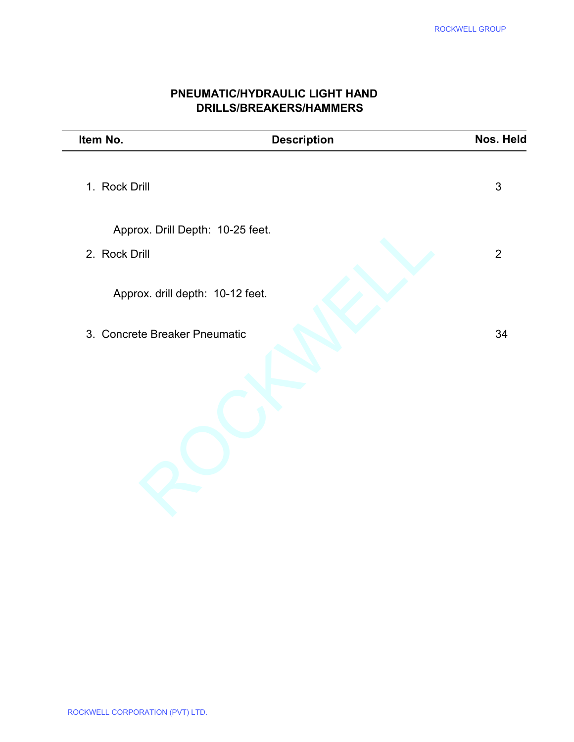## PNEUMATIC/HYDRAULIC LIGHT HAND DRILLS/BREAKERS/HAMMERS

| Item No. | Description | Nos. Held |
|---|---|---|
| 1. | Rock Drill<br><br>Approx. Drill Depth: 10-25 feet. | 3 |
| 2. | Rock Drill<br><br>Approx. drill depth: 10-12 feet. | 2 |
| 3. | Concrete Breaker Pneumatic | 34 |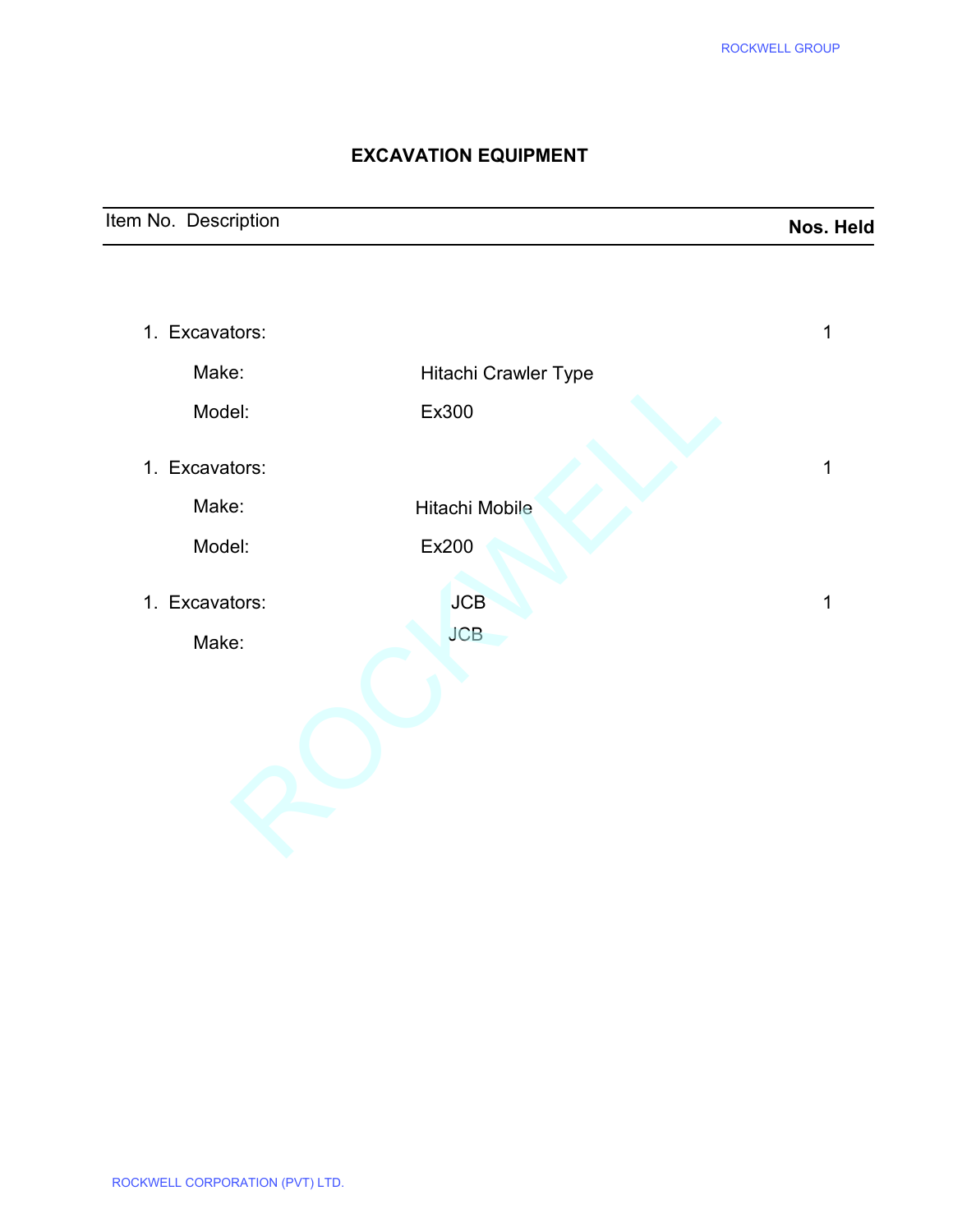# EXCAVATION EQUIPMENT

| Item No. | Description | | Nos. Held |
|---|---|---|---|
| 1. | Excavators: | | 1 |
| | Make: | Hitachi Crawler Type | |
| | Model: | Ex300 | |
| 1. | Excavators: | | 1 |
| | Make: | Hitachi Mobile | |
| | Model: | Ex200 | |
| 1. | Excavators: | JCB | 1 |
| | Make: | JCB | |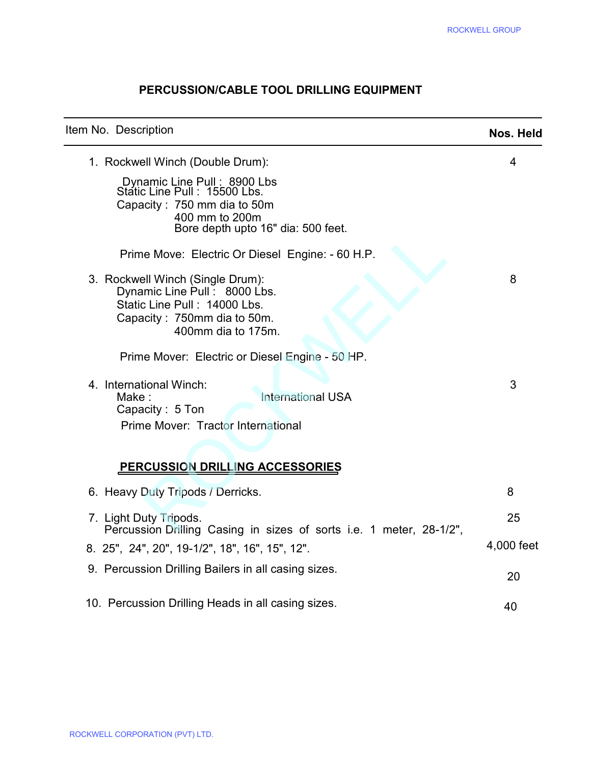## PERCUSSION/CABLE TOOL DRILLING EQUIPMENT

| Item No. Description | Nos. Held |
|---|---|
| 1. Rockwell Winch (Double Drum):<br>Dynamic Line Pull : 8900 Lbs<br>Static Line Pull : 15500 Lbs.<br>Capacity : 750 mm dia to 50m<br>400 mm to 200m<br>Bore depth upto 16" dia: 500 feet.<br><br>Prime Move: Electric Or Diesel Engine: - 60 H.P. | 4 |
| 3. Rockwell Winch (Single Drum):<br>Dynamic Line Pull : 8000 Lbs.<br>Static Line Pull : 14000 Lbs.<br>Capacity : 750mm dia to 50m.<br>400mm dia to 175m.<br><br>Prime Mover: Electric or Diesel Engine - 50 HP. | 8 |
| 4. International Winch:<br>Make : International USA<br>Capacity : 5 Ton<br>Prime Mover: Tractor International | 3 |
| **PERCUSSION DRILLING ACCESSORIES** | |
| 6. Heavy Duty Tripods / Derricks. | 8 |
| 7. Light Duty Tripods. | 25 |
| 8. Percussion Drilling Casing in sizes of sorts i.e. 1 meter, 28-1/2", 25", 24", 20", 19-1/2", 18", 16", 15", 12". | 4,000 feet |
| 9. Percussion Drilling Bailers in all casing sizes. | 20 |
| 10. Percussion Drilling Heads in all casing sizes. | 40 |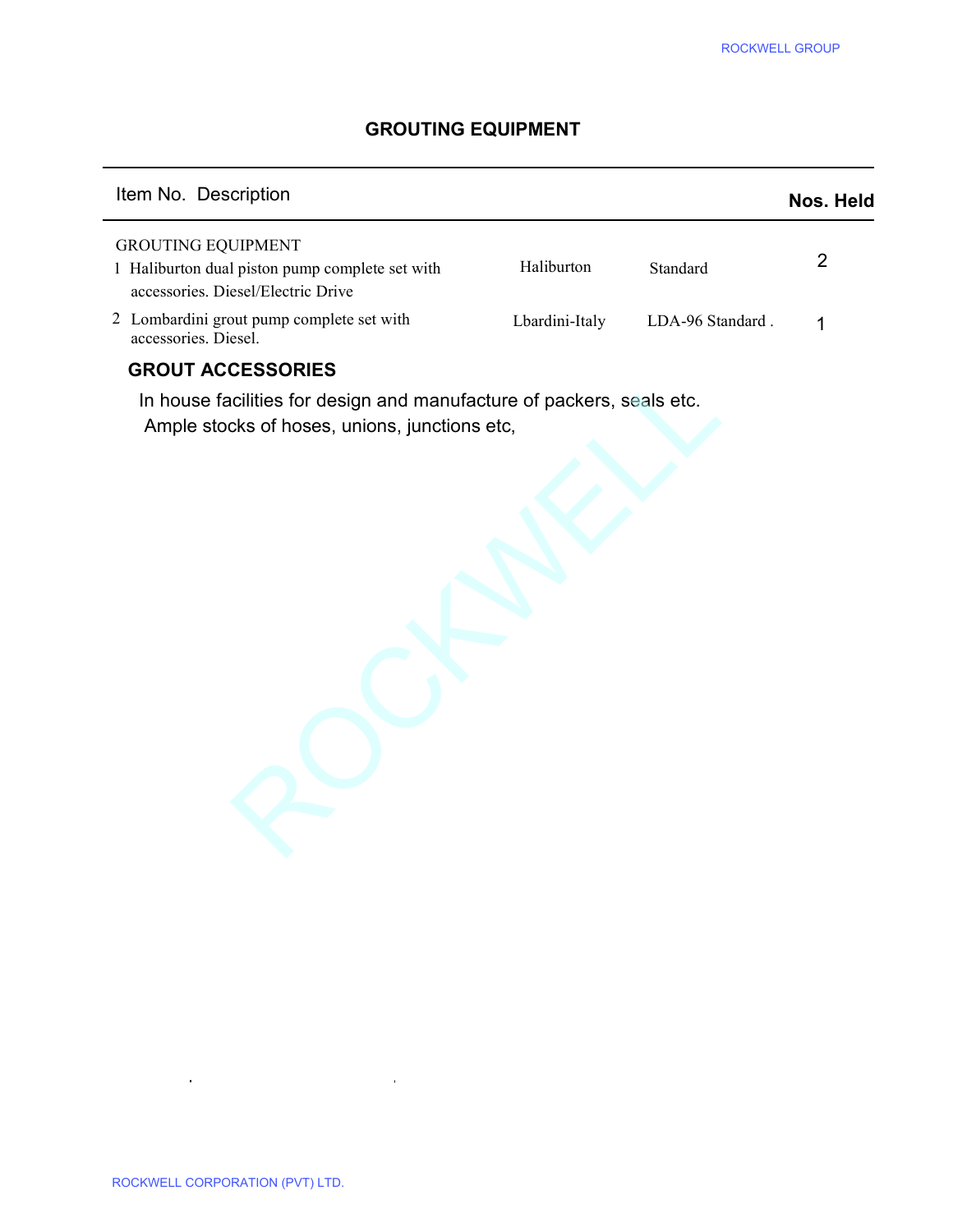# GROUTING EQUIPMENT

| Item No. | Description | | | Nos. Held |
|---|---|---|---|---|
| | GROUTING EQUIPMENT | | | |
| 1 | Haliburton dual piston pump complete set with accessories. Diesel/Electric Drive | Haliburton | Standard | 2 |
| 2 | Lombardini grout pump complete set with accessories. Diesel. | Lbardini-Italy | LDA-96 Standard . | 1 |

**GROUT ACCESSORIES**

In house facilities for design and manufacture of packers, seals etc.
Ample stocks of hoses, unions, junctions etc,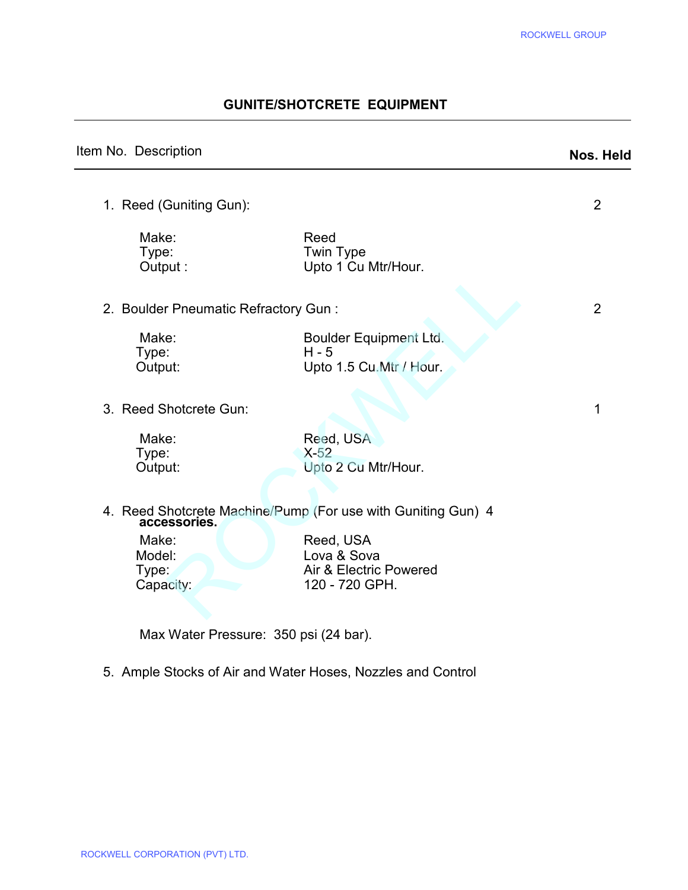# GUNITE/SHOTCRETE EQUIPMENT

| Item No. Description | | Nos. Held |
|---|---|---|
| 1. Reed (Guniting Gun): | | 2 |
| Make: | Reed | |
| Type: | Twin Type | |
| Output : | Upto 1 Cu Mtr/Hour. | |
| 2. Boulder Pneumatic Refractory Gun : | | 2 |
| Make: | Boulder Equipment Ltd. | |
| Type: | H - 5 | |
| Output: | Upto 1.5 Cu.Mtr / Hour. | |
| 3. Reed Shotcrete Gun: | | 1 |
| Make: | Reed, USA | |
| Type: | X-52 | |
| Output: | Upto 2 Cu Mtr/Hour. | |
| 4. Reed Shotcrete Machine/Pump (For use with Guniting Gun) **accessories.** | | 4 |
| Make: | Reed, USA | |
| Model: | Lova & Sova | |
| Type: | Air & Electric Powered | |
| Capacity: | 120 - 720 GPH. | |

Max Water Pressure: 350 psi (24 bar).

5. Ample Stocks of Air and Water Hoses, Nozzles and Control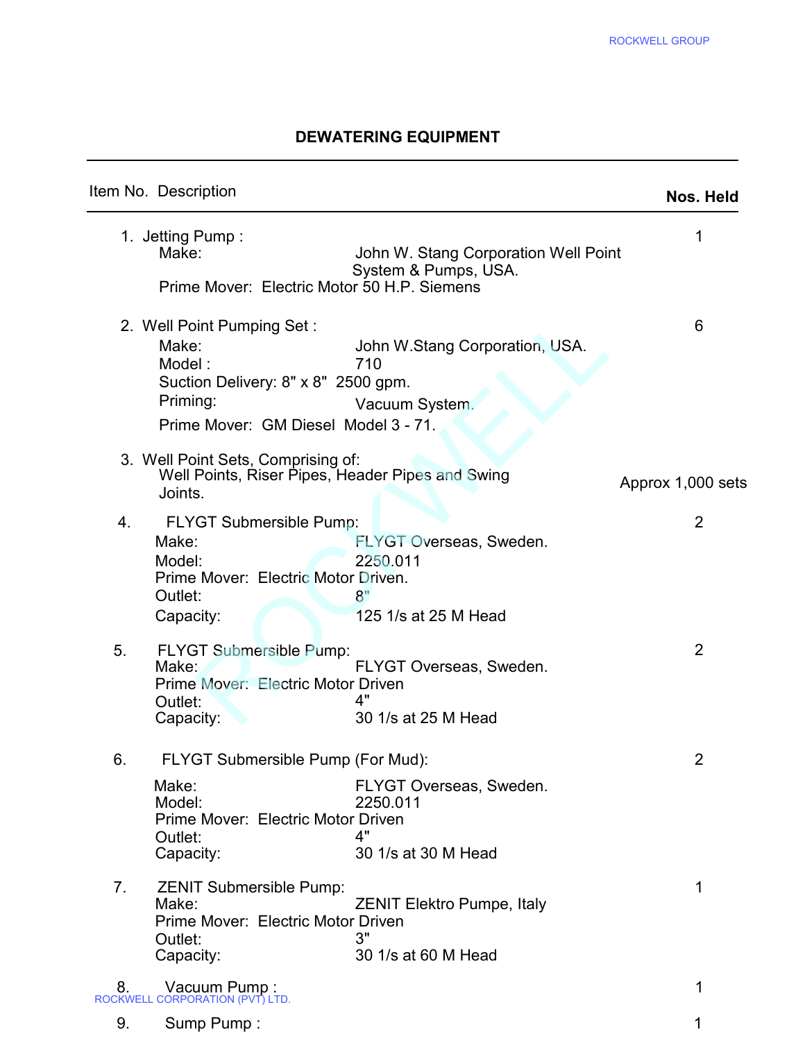## DEWATERING EQUIPMENT

| Item No. | Description | Nos. Held |
|---|---|---|
| 1. | **Jetting Pump :** <br>Make: John W. Stang Corporation Well Point System & Pumps, USA. <br>Prime Mover: Electric Motor 50 H.P. Siemens | 1 |
| 2. | **Well Point Pumping Set :** <br>Make: John W.Stang Corporation, USA. <br>Model : 710 <br>Suction Delivery: 8" x 8" 2500 gpm. <br>Priming: Vacuum System. <br>Prime Mover: GM Diesel Model 3 - 71. | 6 |
| 3. | **Well Point Sets, Comprising of:** <br>Well Points, Riser Pipes, Header Pipes and Swing Joints. | Approx 1,000 sets |
| 4. | **FLYGT Submersible Pump:** <br>Make: FLYGT Overseas, Sweden. <br>Model: 2250.011 <br>Prime Mover: Electric Motor Driven. <br>Outlet: 8" <br>Capacity: 125 1/s at 25 M Head | 2 |
| 5. | **FLYGT Submersible Pump:** <br>Make: FLYGT Overseas, Sweden. <br>Prime Mover: Electric Motor Driven <br>Outlet: 4" <br>Capacity: 30 1/s at 25 M Head | 2 |
| 6. | **FLYGT Submersible Pump (For Mud):** <br>Make: FLYGT Overseas, Sweden. <br>Model: 2250.011 <br>Prime Mover: Electric Motor Driven <br>Outlet: 4" <br>Capacity: 30 1/s at 30 M Head | 2 |
| 7. | **ZENIT Submersible Pump:** <br>Make: ZENIT Elektro Pumpe, Italy <br>Prime Mover: Electric Motor Driven <br>Outlet: 3" <br>Capacity: 30 1/s at 60 M Head | 1 |
| 8. | **Vacuum Pump :** | 1 |
| 9. | **Sump Pump :** | 1 |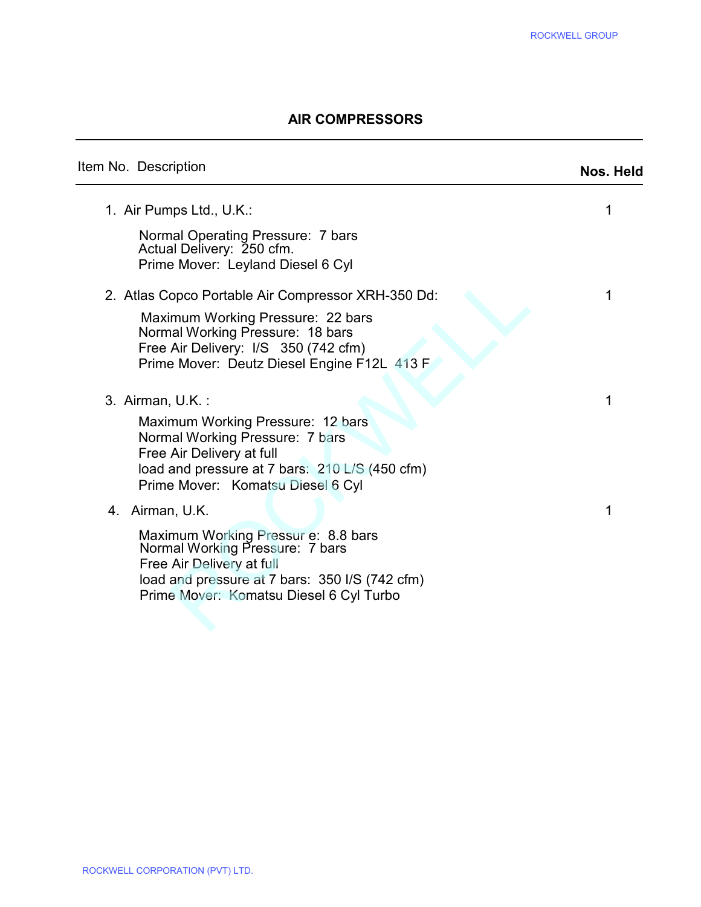# AIR COMPRESSORS

| Item No. | Description | Nos. Held |
|---|---|---|
| 1. | Air Pumps Ltd., U.K.:<br>Normal Operating Pressure: 7 bars<br>Actual Delivery: 250 cfm.<br>Prime Mover: Leyland Diesel 6 Cyl | 1 |
| 2. | Atlas Copco Portable Air Compressor XRH-350 Dd:<br>Maximum Working Pressure: 22 bars<br>Normal Working Pressure: 18 bars<br>Free Air Delivery: l/S 350 (742 cfm)<br>Prime Mover: Deutz Diesel Engine F12L 413 F | 1 |
| 3. | Airman, U.K. :<br>Maximum Working Pressure: 12 bars<br>Normal Working Pressure: 7 bars<br>Free Air Delivery at full load and pressure at 7 bars: 210 L/S (450 cfm)<br>Prime Mover: Komatsu Diesel 6 Cyl | 1 |
| 4. | Airman, U.K.<br>Maximum Working Pressur e: 8.8 bars<br>Normal Working Pressure: 7 bars<br>Free Air Delivery at full load and pressure at 7 bars: 350 l/S (742 cfm)<br>Prime Mover: Komatsu Diesel 6 Cyl Turbo | 1 |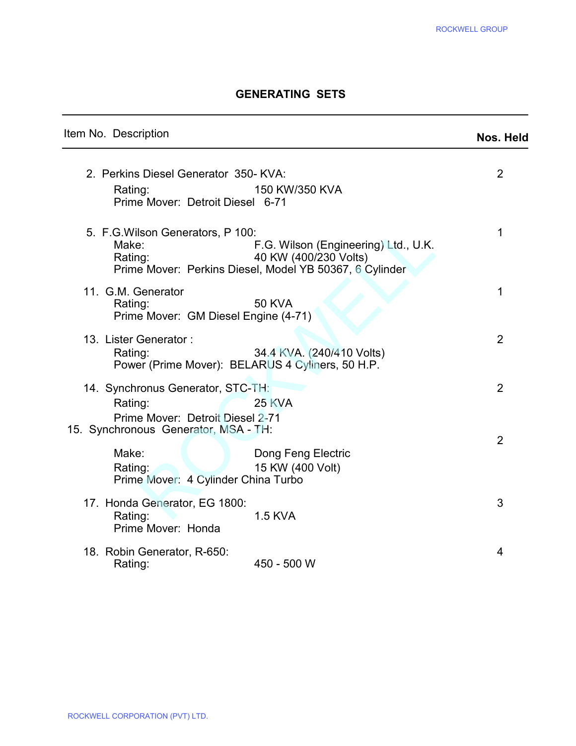## GENERATING SETS

| Item No. | Description | | Nos. Held |
|---|---|---|---|
| 2. | Perkins Diesel Generator 350- KVA: | | 2 |
| | Rating: | 150 KW/350 KVA | |
| | Prime Mover: Detroit Diesel 6-71 | | |
| 5. | F.G.Wilson Generators, P 100: | | 1 |
| | Make: | F.G. Wilson (Engineering) Ltd., U.K. | |
| | Rating: | 40 KW (400/230 Volts) | |
| | Prime Mover: Perkins Diesel, Model YB 50367, 6 Cylinder | | |
| 11. | G.M. Generator | | 1 |
| | Rating: | 50 KVA | |
| | Prime Mover: GM Diesel Engine (4-71) | | |
| 13. | Lister Generator : | | 2 |
| | Rating: | 34.4 KVA. (240/410 Volts) | |
| | Power (Prime Mover): BELARUS 4 Cyliners, 50 H.P. | | |
| 14. | Synchronus Generator, STC-TH: | | 2 |
| | Rating: | 25 KVA | |
| | Prime Mover: Detroit Diesel 2-71 | | |
| 15. | Synchronous Generator, MSA - TH: | | 2 |
| | Make: | Dong Feng Electric | |
| | Rating: | 15 KW (400 Volt) | |
| | Prime Mover: 4 Cylinder China Turbo | | |
| 17. | Honda Generator, EG 1800: | | 3 |
| | Rating: | 1.5 KVA | |
| | Prime Mover: Honda | | |
| 18. | Robin Generator, R-650: | | 4 |
| | Rating: | 450 - 500 W | |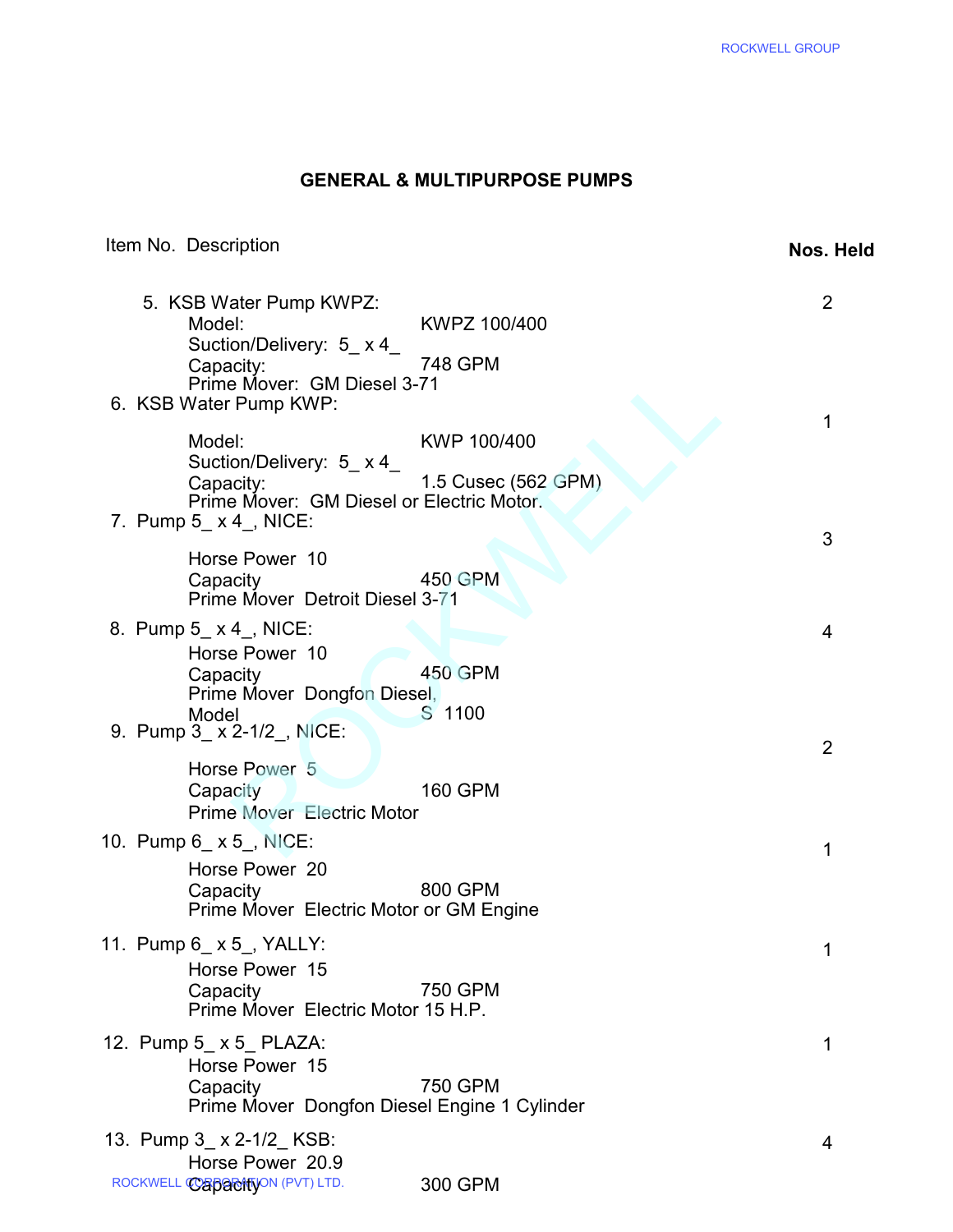## GENERAL & MULTIPURPOSE PUMPS

| Item No. | Description | Nos. Held |
|---|---|---|
| 5. | KSB Water Pump KWPZ:<br>Model: KWPZ 100/400<br>Suction/Delivery: 5_ x 4_<br>Capacity: 748 GPM<br>Prime Mover: GM Diesel 3-71 | 2 |
| 6. | KSB Water Pump KWP:<br>Model: KWP 100/400<br>Suction/Delivery: 5_ x 4_<br>Capacity: 1.5 Cusec (562 GPM)<br>Prime Mover: GM Diesel or Electric Motor. | 1 |
| 7. | Pump 5_ x 4_, NICE:<br>Horse Power 10<br>Capacity 450 GPM<br>Prime Mover Detroit Diesel 3-71 | 3 |
| 8. | Pump 5_ x 4_, NICE:<br>Horse Power 10<br>Capacity 450 GPM<br>Prime Mover Dongfon Diesel,<br>Model S 1100 | 4 |
| 9. | Pump 3_ x 2-1/2_, NICE:<br>Horse Power 5<br>Capacity 160 GPM<br>Prime Mover Electric Motor | 2 |
| 10. | Pump 6_ x 5_, NICE:<br>Horse Power 20<br>Capacity 800 GPM<br>Prime Mover Electric Motor or GM Engine | 1 |
| 11. | Pump 6_ x 5_, YALLY:<br>Horse Power 15<br>Capacity 750 GPM<br>Prime Mover Electric Motor 15 H.P. | 1 |
| 12. | Pump 5_ x 5_ PLAZA:<br>Horse Power 15<br>Capacity 750 GPM<br>Prime Mover Dongfon Diesel Engine 1 Cylinder | 1 |
| 13. | Pump 3_ x 2-1/2_ KSB:<br>Horse Power 20.9<br>Capacity 300 GPM | 4 |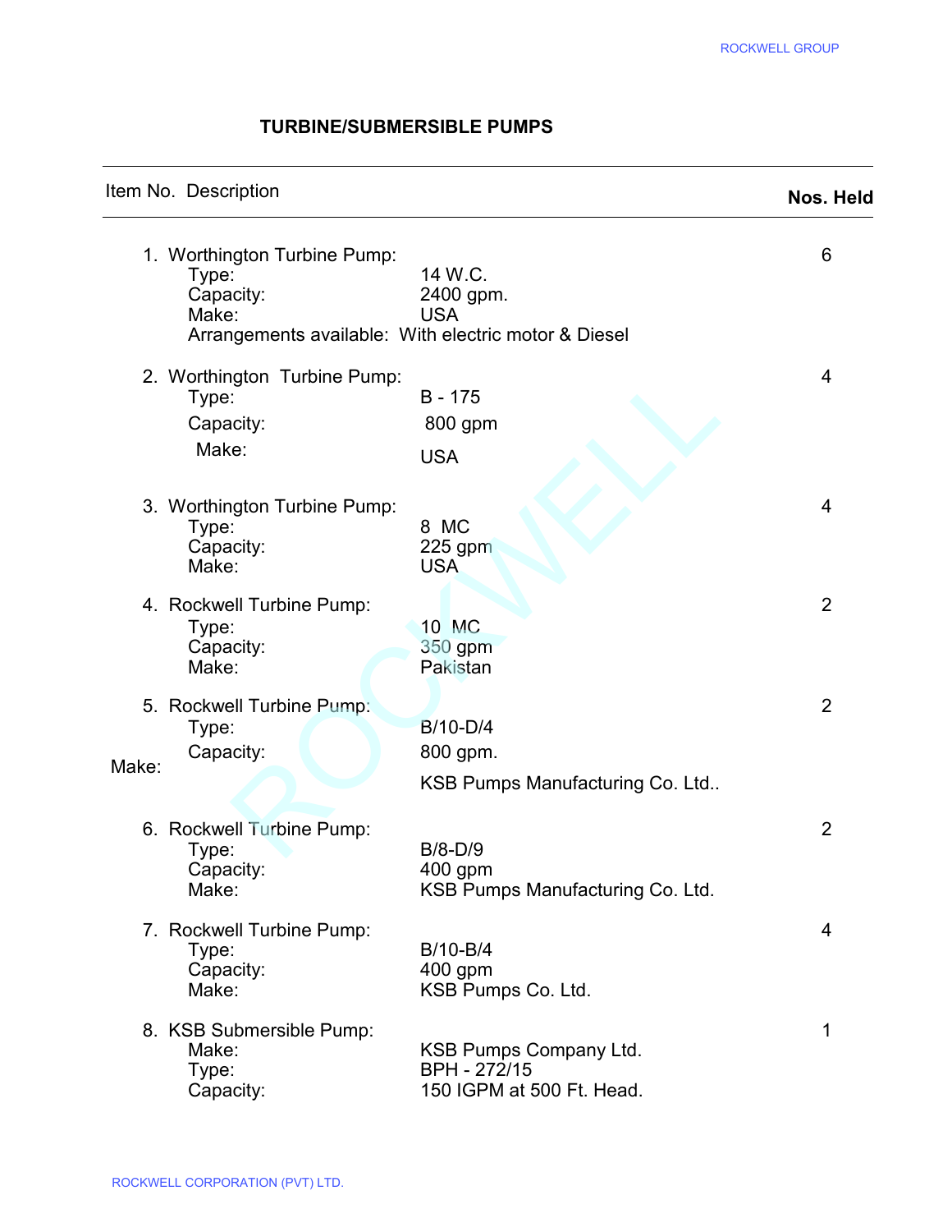## TURBINE/SUBMERSIBLE PUMPS

| Item No. Description | | Nos. Held |
|---|---|---|
| 1. Worthington Turbine Pump: | | 6 |
| Type: | 14 W.C. | |
| Capacity: | 2400 gpm. | |
| Make: | USA | |
| Arrangements available: With electric motor & Diesel | | |
| 2. Worthington Turbine Pump: | | 4 |
| Type: | B - 175 | |
| Capacity: | 800 gpm | |
| Make: | USA | |
| 3. Worthington Turbine Pump: | | 4 |
| Type: | 8 MC | |
| Capacity: | 225 gpm | |
| Make: | USA | |
| 4. Rockwell Turbine Pump: | | 2 |
| Type: | 10 MC | |
| Capacity: | 350 gpm | |
| Make: | Pakistan | |
| 5. Rockwell Turbine Pump: | | 2 |
| Type: | B/10-D/4 | |
| Capacity: | 800 gpm. | |
| Make: | KSB Pumps Manufacturing Co. Ltd.. | |
| 6. Rockwell Turbine Pump: | | 2 |
| Type: | B/8-D/9 | |
| Capacity: | 400 gpm | |
| Make: | KSB Pumps Manufacturing Co. Ltd. | |
| 7. Rockwell Turbine Pump: | | 4 |
| Type: | B/10-B/4 | |
| Capacity: | 400 gpm | |
| Make: | KSB Pumps Co. Ltd. | |
| 8. KSB Submersible Pump: | | 1 |
| Make: | KSB Pumps Company Ltd. | |
| Type: | BPH - 272/15 | |
| Capacity: | 150 IGPM at 500 Ft. Head. | |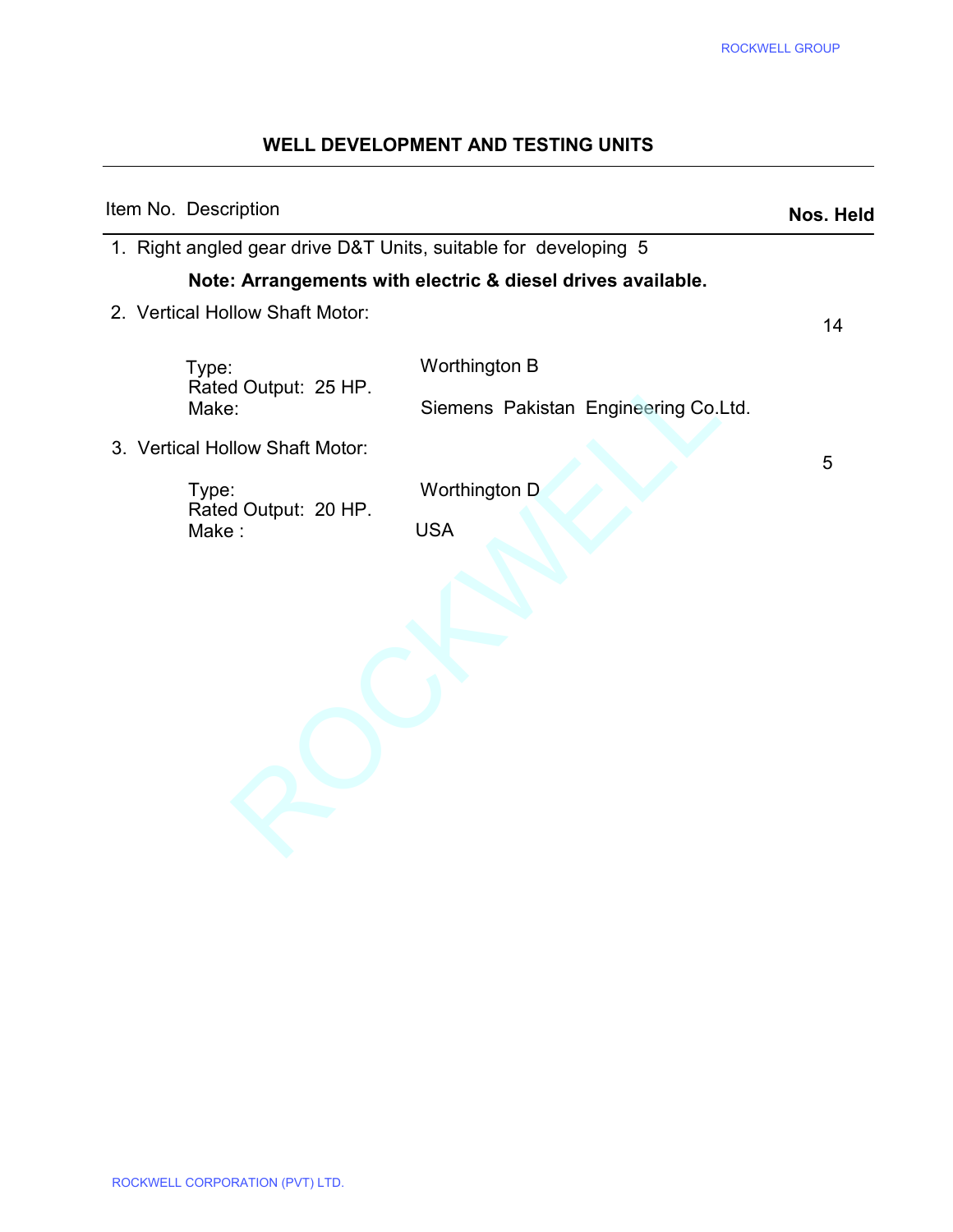# WELL DEVELOPMENT AND TESTING UNITS

| Item No. | Description | Nos. Held |
|---|---|---|
| 1. | Right angled gear drive D&T Units, suitable for developing 5 | |
| | **Note: Arrangements with electric & diesel drives available.** | |
| 2. | Vertical Hollow Shaft Motor:<br>Type: Worthington B<br>Rated Output: 25 HP.<br>Make: Siemens Pakistan Engineering Co.Ltd. | 14 |
| 3. | Vertical Hollow Shaft Motor:<br>Type: Worthington D<br>Rated Output: 20 HP.<br>Make : USA | 5 |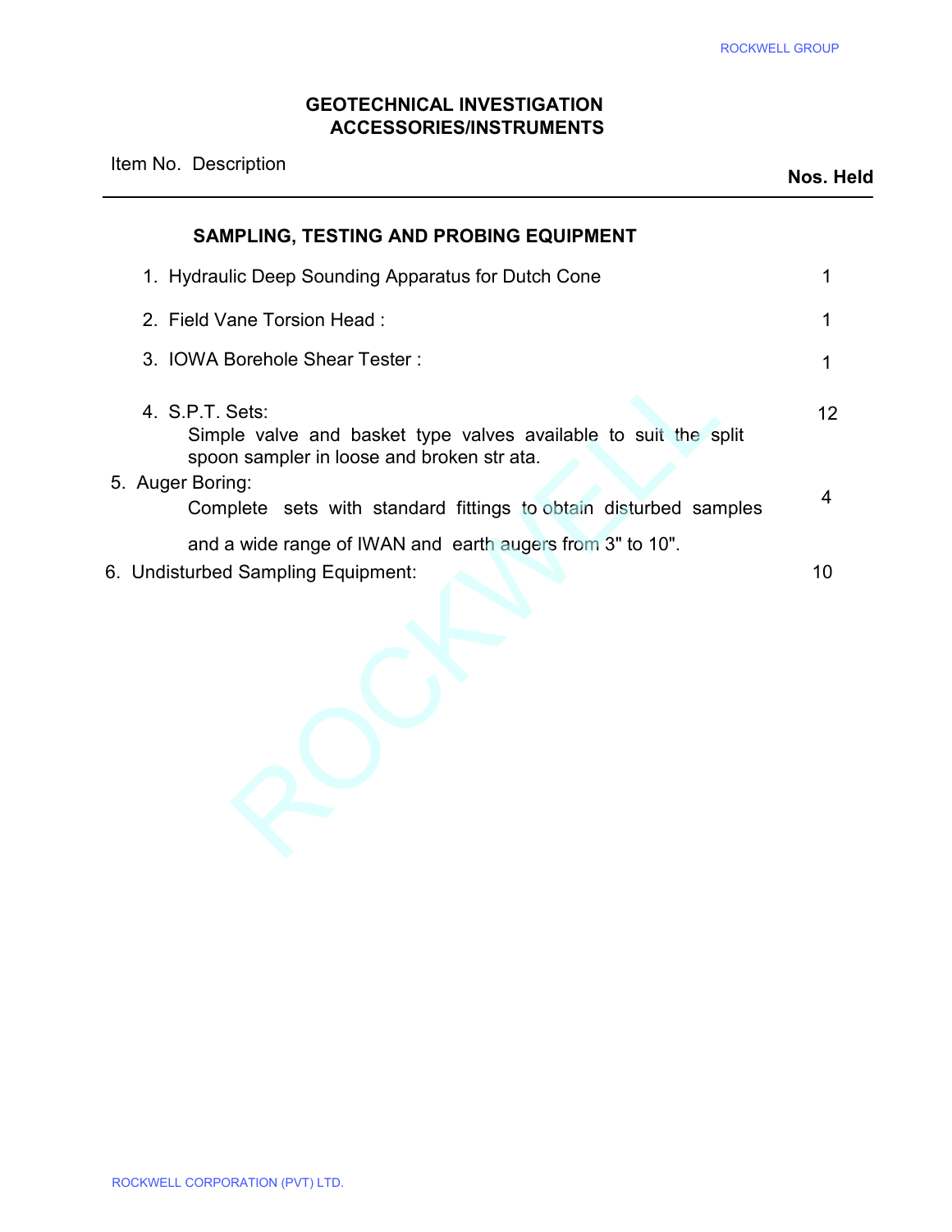# GEOTECHNICAL INVESTIGATION ACCESSORIES/INSTRUMENTS

| Item No. Description | Nos. Held |
|---|---|
| **SAMPLING, TESTING AND PROBING EQUIPMENT** | |
| 1. Hydraulic Deep Sounding Apparatus for Dutch Cone | 1 |
| 2. Field Vane Torsion Head : | 1 |
| 3. IOWA Borehole Shear Tester : | 1 |
| 4. S.P.T. Sets: Simple valve and basket type valves available to suit the split spoon sampler in loose and broken str ata. | 12 |
| 5. Auger Boring: Complete sets with standard fittings to obtain disturbed samples and a wide range of IWAN and earth augers from 3" to 10". | 4 |
| 6. Undisturbed Sampling Equipment: | 10 |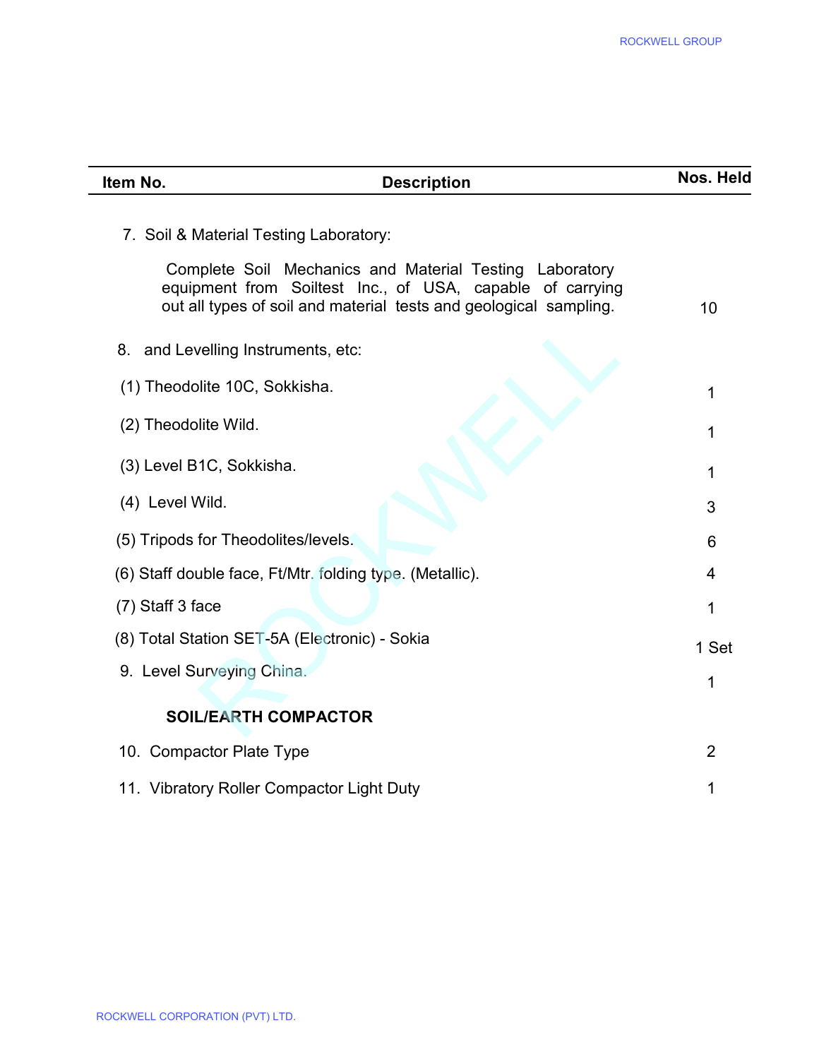| Item No. | Description | Nos. Held |
|---|---|---|
| 7. | Soil & Material Testing Laboratory: | |
| | Complete Soil Mechanics and Material Testing Laboratory equipment from Soiltest Inc., of USA, capable of carrying out all types of soil and material tests and geological sampling. | 10 |
| 8. | and Levelling Instruments, etc: | |
| | (1) Theodolite 10C, Sokkisha. | 1 |
| | (2) Theodolite Wild. | 1 |
| | (3) Level B1C, Sokkisha. | 1 |
| | (4) Level Wild. | 3 |
| | (5) Tripods for Theodolites/levels. | 6 |
| | (6) Staff double face, Ft/Mtr. folding type. (Metallic). | 4 |
| | (7) Staff 3 face | 1 |
| | (8) Total Station SET-5A (Electronic) - Sokia | 1 Set |
| 9. | Level Surveying China. | 1 |
| | **SOIL/EARTH COMPACTOR** | |
| 10. | Compactor Plate Type | 2 |
| 11. | Vibratory Roller Compactor Light Duty | 1 |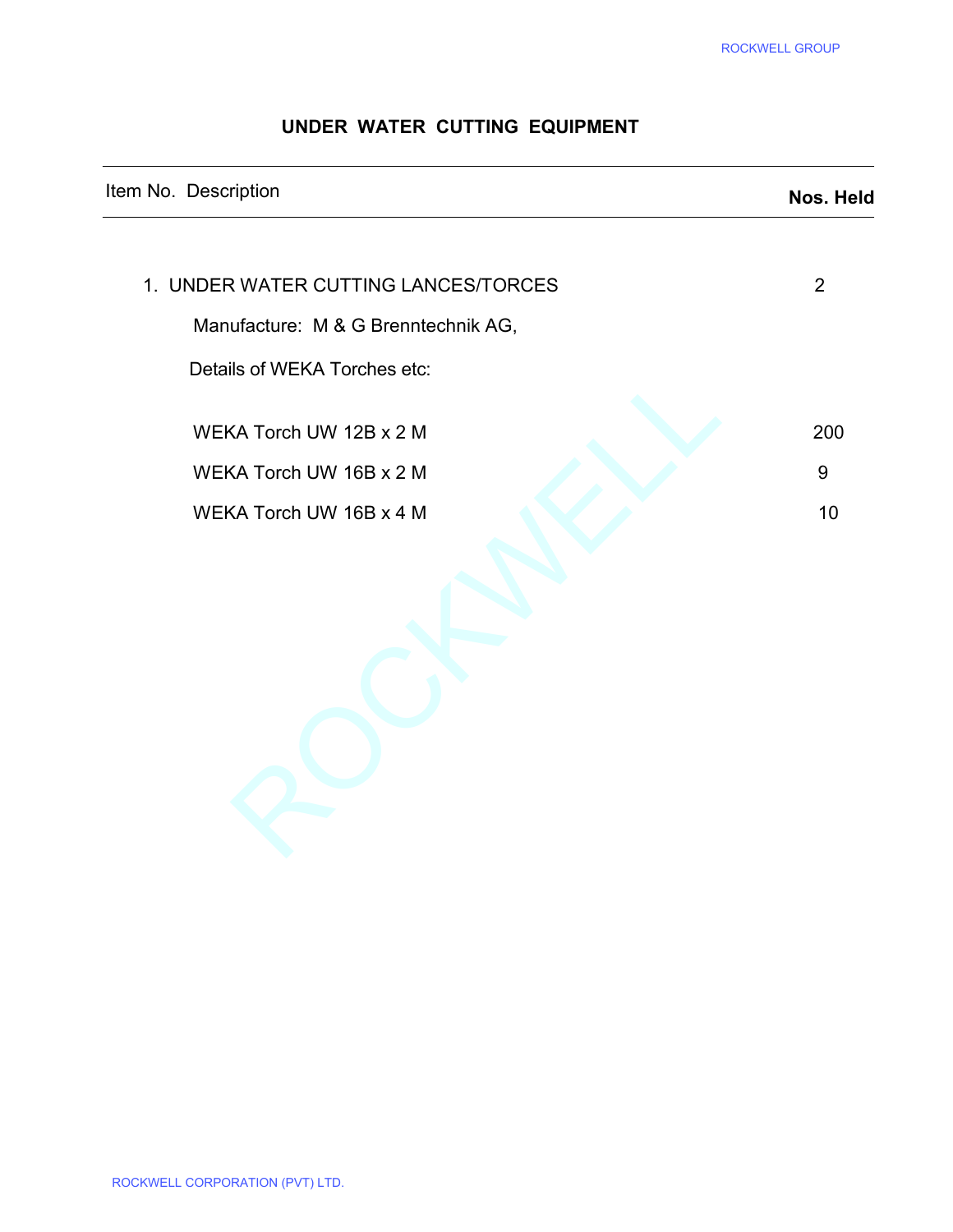# UNDER WATER CUTTING EQUIPMENT

| Item No. Description | Nos. Held |
|---|---|
| 1. UNDER WATER CUTTING LANCES/TORCES | 2 |
| Manufacture: M & G Brenntechnik AG, | |
| Details of WEKA Torches etc: | |
| WEKA Torch UW 12B x 2 M | 200 |
| WEKA Torch UW 16B x 2 M | 9 |
| WEKA Torch UW 16B x 4 M | 10 |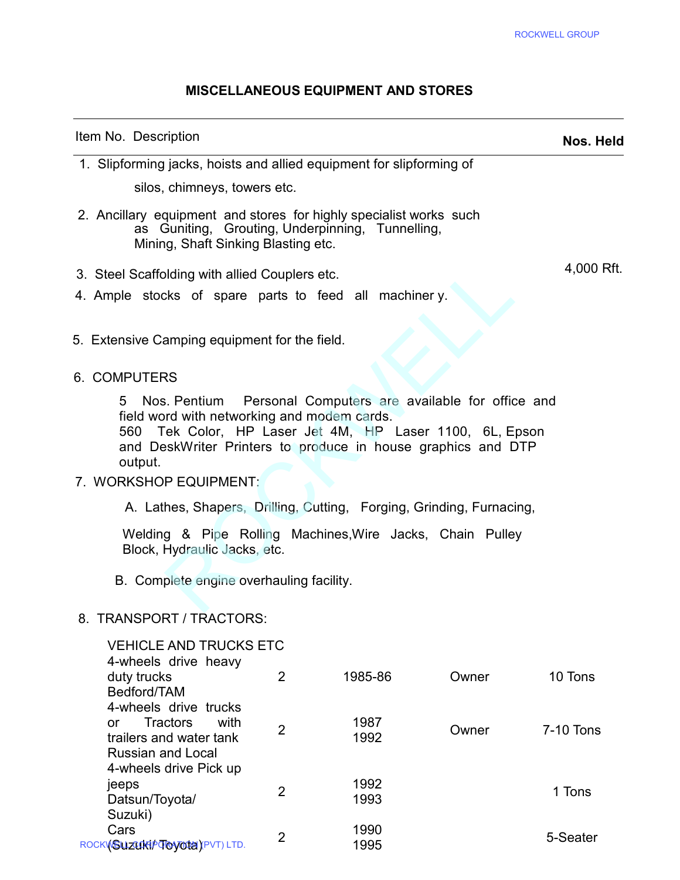## MISCELLANEOUS EQUIPMENT AND STORES

| Item No. Description | Nos. Held |
|---|---|
| 1. Slipforming jacks, hoists and allied equipment for slipforming of silos, chimneys, towers etc. | |
| 2. Ancillary equipment and stores for highly specialist works such as Guniting, Grouting, Underpinning, Tunnelling, Mining, Shaft Sinking Blasting etc. | |
| 3. Steel Scaffolding with allied Couplers etc. | 4,000 Rft. |
| 4. Ample stocks of spare parts to feed all machiner y. | |
| 5. Extensive Camping equipment for the field. | |

6. COMPUTERS

5 Nos. Pentium Personal Computers are available for office and field word with networking and modem cards.
560 Tek Color, HP Laser Jet 4M, HP Laser 1100, 6L, Epson and DeskWriter Printers to produce in house graphics and DTP output.

7. WORKSHOP EQUIPMENT:

A. Lathes, Shapers, Drilling, Cutting, Forging, Grinding, Furnacing, Welding & Pipe Rolling Machines,Wire Jacks, Chain Pulley Block, Hydraulic Jacks, etc.

B. Complete engine overhauling facility.

8. TRANSPORT / TRACTORS:

| VEHICLE AND TRUCKS ETC | | | | |
|---|---|---|---|---|
| 4-wheels drive heavy duty trucks Bedford/TAM | 2 | 1985-86 | Owner | 10 Tons |
| 4-wheels drive trucks or Tractors with trailers and water tank Russian and Local | 2 | 1987<br>1992 | Owner | 7-10 Tons |
| 4-wheels drive Pick up jeeps Datsun/Toyota/ Suzuki) | 2 | 1992<br>1993 | | 1 Tons |
| Cars (Suzuki/ Toyota) | 2 | 1990<br>1995 | | 5-Seater |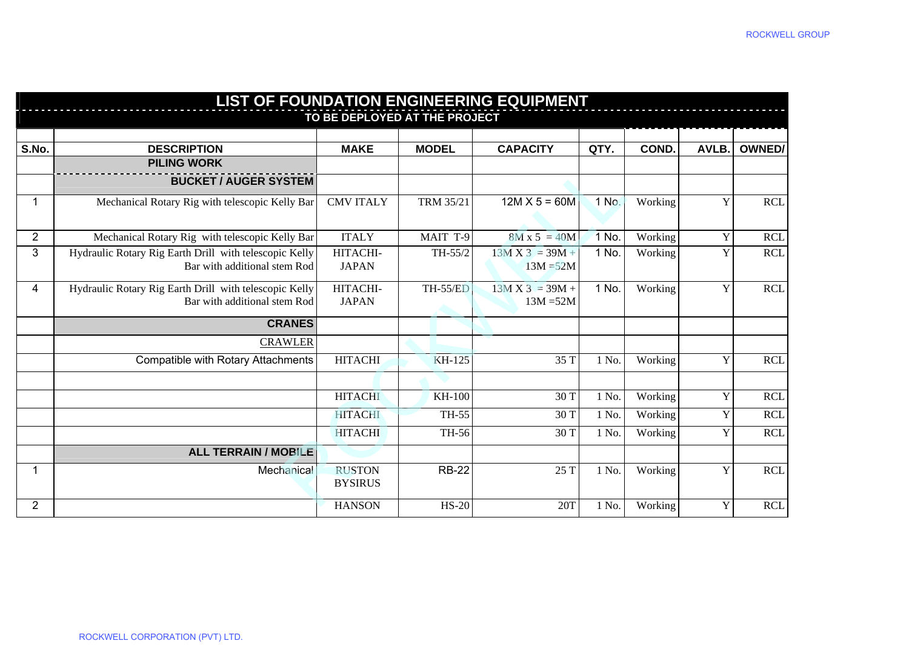## LIST OF FOUNDATION ENGINEERING EQUIPMENT

### TO BE DEPLOYED AT THE PROJECT

| S.No. | DESCRIPTION | MAKE | MODEL | CAPACITY | QTY. | COND. | AVLB. | OWNED/ |
|---|---|---|---|---|---|---|---|---|
| | **PILING WORK** | | | | | | | |
| | **BUCKET / AUGER SYSTEM** | | | | | | | |
| 1 | Mechanical Rotary Rig with telescopic Kelly Bar | CMV ITALY | TRM 35/21 | 12M X 5 = 60M | 1 No. | Working | Y | RCL |
| 2 | Mechanical Rotary Rig with telescopic Kelly Bar | ITALY | MAIT T-9 | 8M x 5 = 40M | 1 No. | Working | Y | RCL |
| 3 | Hydraulic Rotary Rig Earth Drill with telescopic Kelly Bar with additional stem Rod | HITACHI-JAPAN | TH-55/2 | 13M X 3 = 39M + 13M =52M | 1 No. | Working | Y | RCL |
| 4 | Hydraulic Rotary Rig Earth Drill with telescopic Kelly Bar with additional stem Rod | HITACHI-JAPAN | TH-55/ED | 13M X 3 = 39M + 13M =52M | 1 No. | Working | Y | RCL |
| | **CRANES** | | | | | | | |
| | CRAWLER | | | | | | | |
| | Compatible with Rotary Attachments | HITACHI | KH-125 | 35 T | 1 No. | Working | Y | RCL |
| | | | | | | | | |
| | | HITACHI | KH-100 | 30 T | 1 No. | Working | Y | RCL |
| | | HITACHI | TH-55 | 30 T | 1 No. | Working | Y | RCL |
| | | HITACHI | TH-56 | 30 T | 1 No. | Working | Y | RCL |
| | **ALL TERRAIN / MOBILE** | | | | | | | |
| 1 | Mechanical | RUSTON BYSIRUS | RB-22 | 25 T | 1 No. | Working | Y | RCL |
| 2 | | HANSON | HS-20 | 20T | 1 No. | Working | Y | RCL |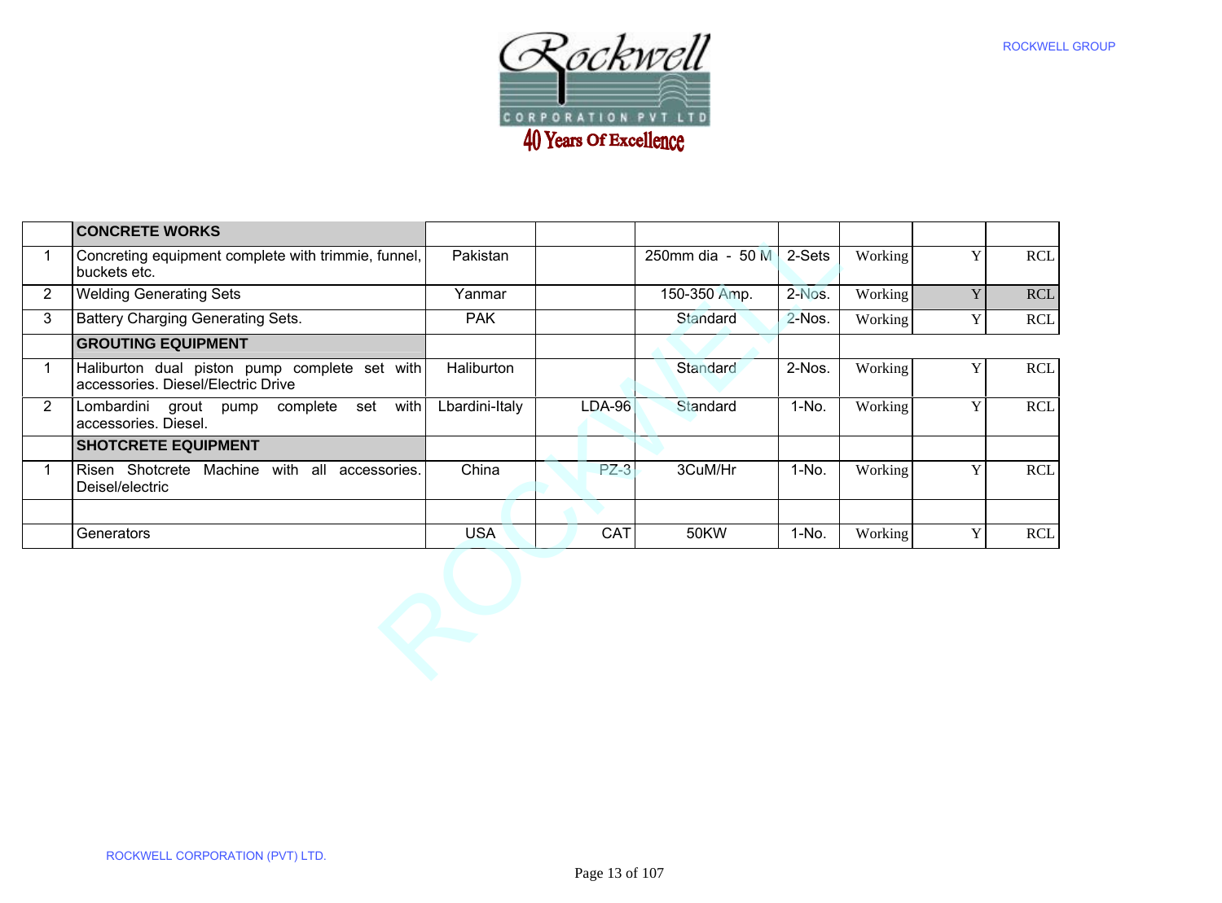| | | | | | | | | |
|---|---|---|---|---|---|---|---|---|
| | **CONCRETE WORKS** | | | | | | | |
| 1 | Concreting equipment complete with trimmie, funnel, buckets etc. | Pakistan | | 250mm dia - 50 M | 2-Sets | Working | Y | RCL |
| 2 | Welding Generating Sets | Yanmar | | 150-350 Amp. | 2-Nos. | Working | Y | RCL |
| 3 | Battery Charging Generating Sets. | PAK | | Standard | 2-Nos. | Working | Y | RCL |
| | **GROUTING EQUIPMENT** | | | | | | | |
| 1 | Haliburton dual piston pump complete set with accessories. Diesel/Electric Drive | Haliburton | | Standard | 2-Nos. | Working | Y | RCL |
| 2 | Lombardini grout pump complete set with accessories. Diesel. | Lbardini-Italy | LDA-96 | Standard | 1-No. | Working | Y | RCL |
| | **SHOTCRETE EQUIPMENT** | | | | | | | |
| 1 | Risen Shotcrete Machine with all accessories. Deisel/electric | China | PZ-3 | 3CuM/Hr | 1-No. | Working | Y | RCL |
| | | | | | | | | |
| | Generators | USA | CAT | 50KW | 1-No. | Working | Y | RCL |